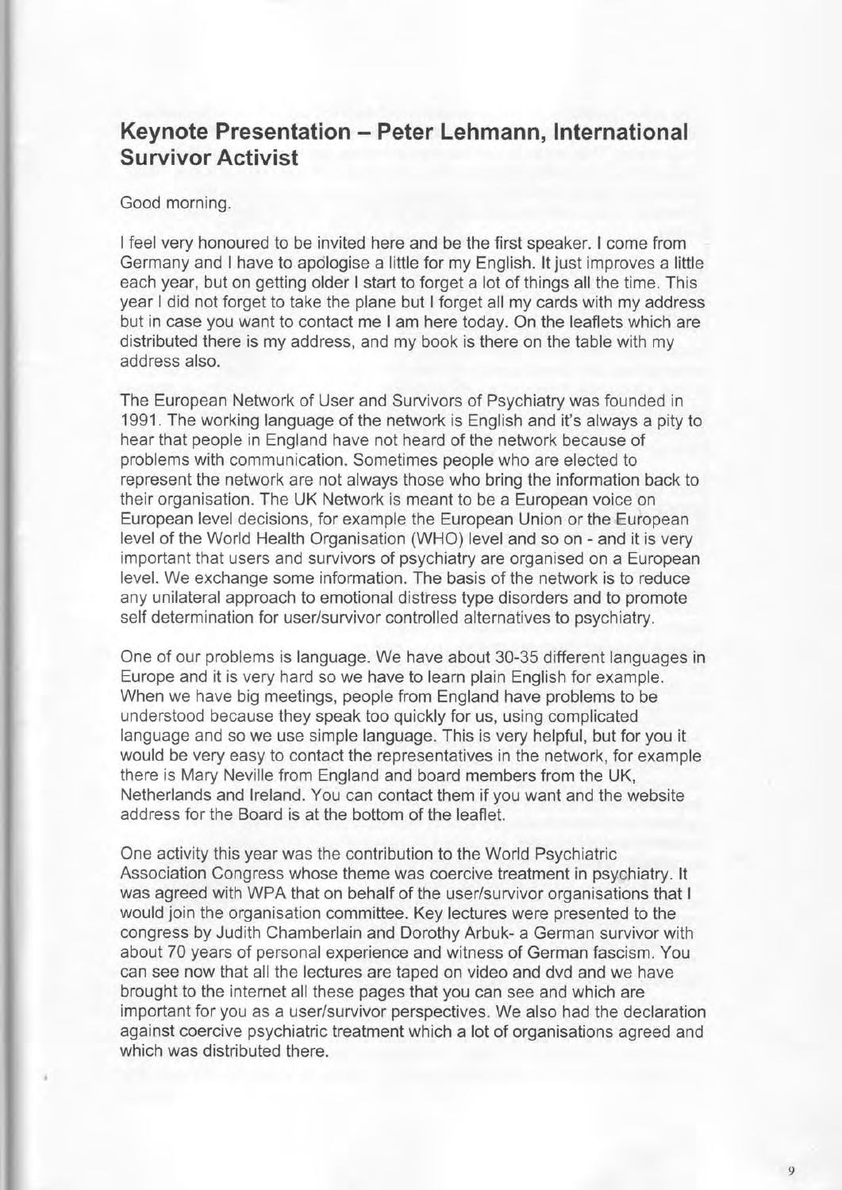## Keynote Presentation – Peter Lehmann, International Survivor Activist

Good morning.

I feel very honoured to be invited here and be the first speaker. I come from Germany and I have to apologise a little for my English. It just improves a little each year, but on getting older I start to forget a lot of things all the time. This year I did not forget to take the plane but I forget all my cards with my address but in case you want to contact me I am here today. On the leaflets which are distributed there is my address, and my book is there on the table with my address also.

The European Network of User and Survivors of Psychiatry was founded in 1991. The working language of the network is English and it's always a pity to hear that people in England have not heard of the network because of problems with communication. Sometimes people who are elected to represent the network are not always those who bring the information back to their organisation. The UK Network is meant to be a European voice on European level decisions, for example the European Union or the European level of the World Health Organisation (WHO) level and so on - and it is very important that users and survivors of psychiatry are organised on a European level. We exchange some information. The basis of the network is to reduce any unilateral approach to emotional distress type disorders and to promote self determination for user/survivor controlled alternatives to psychiatry.

One of our problems is language. We have about 30-35 different languages in Europe and it is very hard so we have to learn plain English for example. When we have big meetings, people from England have problems to be understood because they speak too quickly for us, using complicated language and so we use simple language. This is very helpful, but for you it would be very easy to contact the representatives in the network, for example there is Mary Neville from England and board members from the UK, Netherlands and Ireland. You can contact them if you want and the website address for the Board is at the bottom of the leaflet.

One activity this year was the contribution to the World Psychiatric Association Congress whose theme was coercive treatment in psychiatry. It was agreed with WPA that on behalf of the user/survivor organisations that I would join the organisation committee. Key lectures were presented to the congress by Judith Chamberlain and Dorothy Arbuk- a German survivor with about 70 years of personal experience and witness of German fascism. You can see now that all the lectures are taped on video and dvd and we have brought to the internet all these pages that you can see and which are important for you as a user/survivor perspectives. We also had the declaration against coercive psychiatric treatment which a lot of organisations agreed and which was distributed there.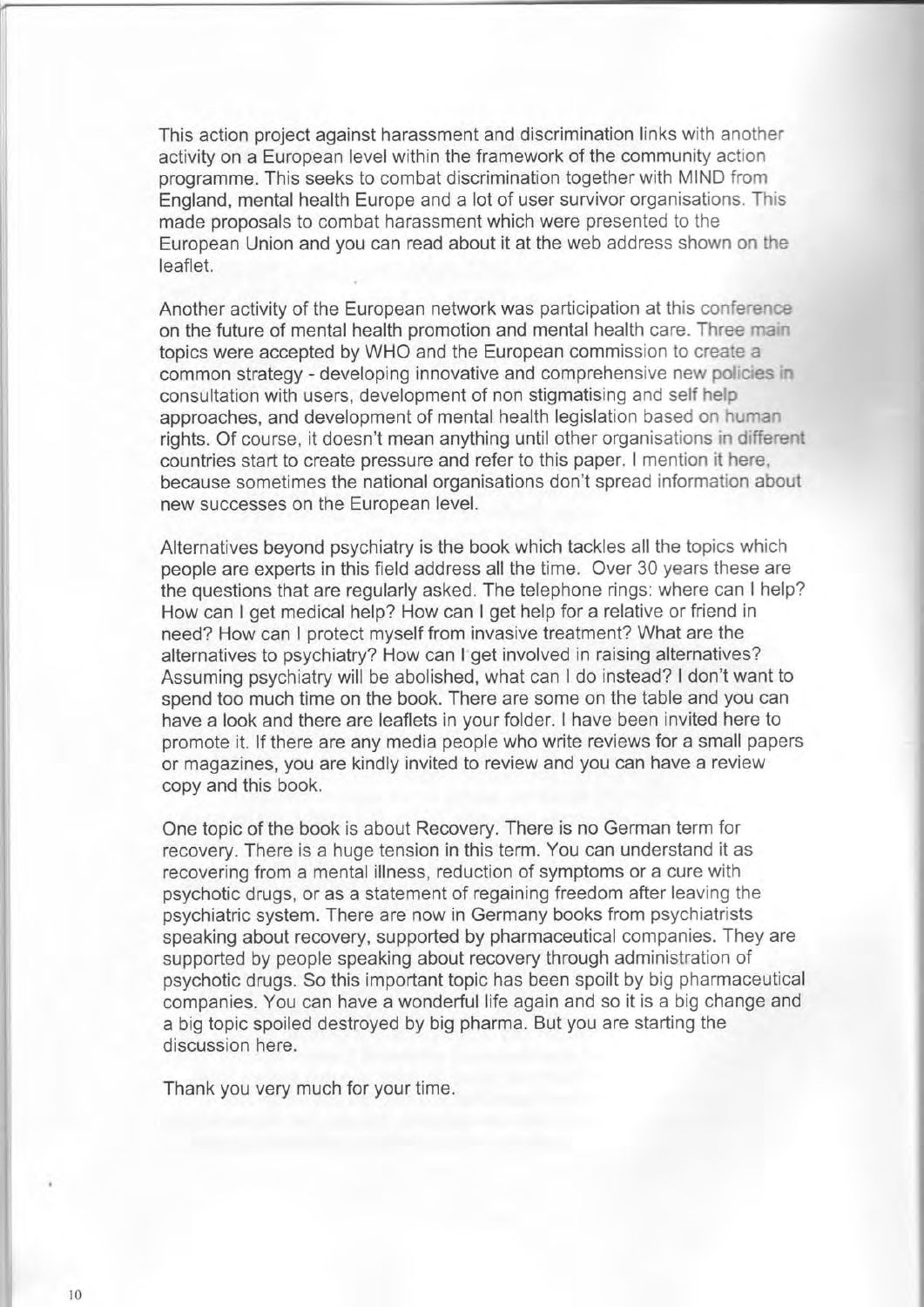This action project against harassment and discrimination links with another activity on a European level within the framework of the community action programme. This seeks to combat discrimination together with MIND from England, mental health Europe and a lot of user survivor organisations. This made proposals to combat harassment which were presented to the European Union and you can read about it at the web address shown on the leaflet.

Another activity of the European network was participation at this conference on the future of mental health promotion and mental health care. Three main topics were accepted by WHO and the European commission to create a common strategy - developing innovative and comprehensive new policies in consultation with users, development of non stigmatising and self help approaches, and development of mental health legislation based on human rights. Of course, it doesn't mean anything until other organisations in different countries start to create pressure and refer to this paper. I mention it here, because sometimes the national organisations don't spread information about new successes on the European level.

Alternatives beyond psychiatry is the book which tackles all the topics which people are experts in this field address all the time. Over 30 years these are the questions that are regularly asked. The telephone rings: where can I help? How can I get medical help? How can I get help for a relative or friend in need? How can I protect myself from invasive treatment? What are the alternatives to psychiatry? How can I get involved in raising alternatives? Assuming psychiatry will be abolished, what can I do instead? I don't want to spend too much time on the book. There are some on the table and you can have a look and there are leaflets in your folder. I have been invited here to promote it. If there are any media people who write reviews for a small papers or magazines, you are kindly invited to review and you can have a review copy and this book.

One topic of the book is about Recovery. There is no German term for recovery. There is a huge tension in this term. You can understand it as recovering from a mental illness, reduction of symptoms or a cure with psychotic drugs, or as a statement of regaining freedom after leaving the psychiatric system. There are now in Germany books from psychiatrists speaking about recovery, supported by pharmaceutical companies. They are supported by people speaking about recovery through administration of psychotic drugs. So this important topic has been spoilt by big pharmaceutical companies. You can have a wonderful life again and so it is a big change and a big topic spoiled destroyed by big pharma. But you are starting the discussion here.

Thank you very much for your time.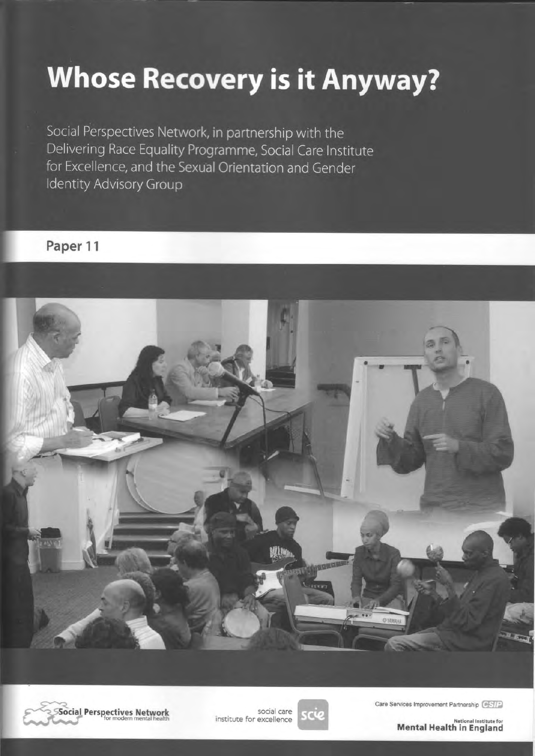# Whose Recovery is it Anyway?

Social Perspectives Network, in partnership with the Delivering Race Equality Programme, Social Care Institute for Excellence, and the Sexual Orientation and Gender Identity Advisory Group

## Paper 11

Social Perspectives Network for modern mental health

social care institute for excellence scie

Care Services Improvement Partnership CSIP

National Institute for Mental Health in England